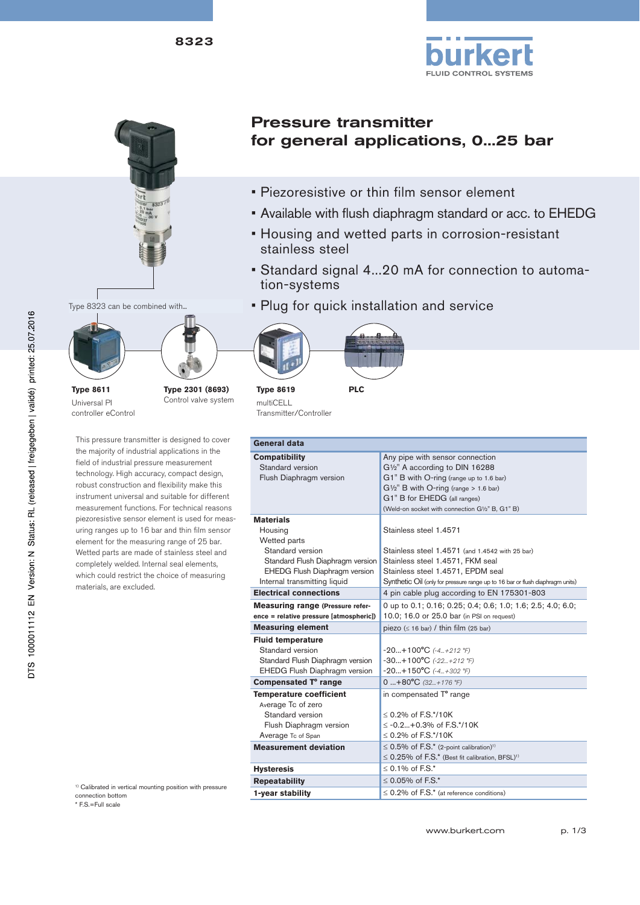8323

# Pressure transmitter for general applications, 0...25 bar

- Piezoresistive or thin film sensor element
- Available with flush diaphragm standard or acc. to EHEDG
- Housing and wetted parts in corrosion-resistant stainless steel
- Standard signal 4...20 mA for connection to automation-systems
- Plug for quick installation and service

Type 8323 can be combined with...

**Type 8611**
Universal PI controller eControl

**Type 2301 (8693)**
Control valve system

**Type 8619**
multiCELL Transmitter/Controller

**PLC**

This pressure transmitter is designed to cover the majority of industrial applications in the field of industrial pressure measurement technology. High accuracy, compact design, robust construction and flexibility make this instrument universal and suitable for different measurement functions. For technical reasons piezoresistive sensor element is used for measuring ranges up to 16 bar and thin film sensor element for the measuring range of 25 bar. Wetted parts are made of stainless steel and completely welded. Internal seal elements, which could restrict the choice of measuring materials, are excluded.

| General data | |
|---|---|
| **Compatibility** | Any pipe with sensor connection |
| Standard version | G½" A according to DIN 16288 |
| Flush Diaphragm version | G1" B with O-ring (range up to 1.6 bar) |
| | G½" B with O-ring (range > 1.6 bar) |
| | G1" B for EHEDG (all ranges) |
| | (Weld-on socket with connection G½" B, G1" B) |
| **Materials** | |
| Housing | Stainless steel 1.4571 |
| Wetted parts | |
| Standard version | Stainless steel 1.4571 (and 1.4542 with 25 bar) |
| Standard Flush Diaphragm version | Stainless steel 1.4571, FKM seal |
| EHEDG Flush Diaphragm version | Stainless steel 1.4571, EPDM seal |
| Internal transmitting liquid | Synthetic Oil (only for pressure range up to 16 bar or flush diaphragm units) |
| **Electrical connections** | 4 pin cable plug according to EN 175301-803 |
| **Measuring range** (Pressure reference = relative pressure [atmospheric]) | 0 up to 0.1; 0.16; 0.25; 0.4; 0.6; 1.0; 1.6; 2.5; 4.0; 6.0; 10.0; 16.0 or 25.0 bar (in PSI on request) |
| **Measuring element** | piezo (≤ 16 bar) / thin film (25 bar) |
| **Fluid temperature** | |
| Standard version | -20...+100°C (-4...+212 °F) |
| Standard Flush Diaphragm version | -30...+100°C (-22...+212 °F) |
| EHEDG Flush Diaphragm version | -20...+150°C (-4...+302 °F) |
| **Compensated T° range** | 0 ...+80°C (32...+176 °F) |
| **Temperature coefficient** | in compensated T° range |
| Average Tc of zero | |
| Standard version | ≤ 0.2% of F.S.*/10K |
| Flush Diaphragm version | ≤ -0.2...+0.3% of F.S.*/10K |
| Average Tc of Span | ≤ 0.2% of F.S.*/10K |
| **Measurement deviation** | ≤ 0.5% of F.S.* (2-point calibration)[1] |
| | ≤ 0.25% of F.S.* (Best fit calibration, BFSL)[1] |
| **Hysteresis** | ≤ 0.1% of F.S.* |
| **Repeatability** | ≤ 0.05% of F.S.* |
| **1-year stability** | ≤ 0.2% of F.S.* (at reference conditions) |

[1] Calibrated in vertical mounting position with pressure connection bottom
* F.S.=Full scale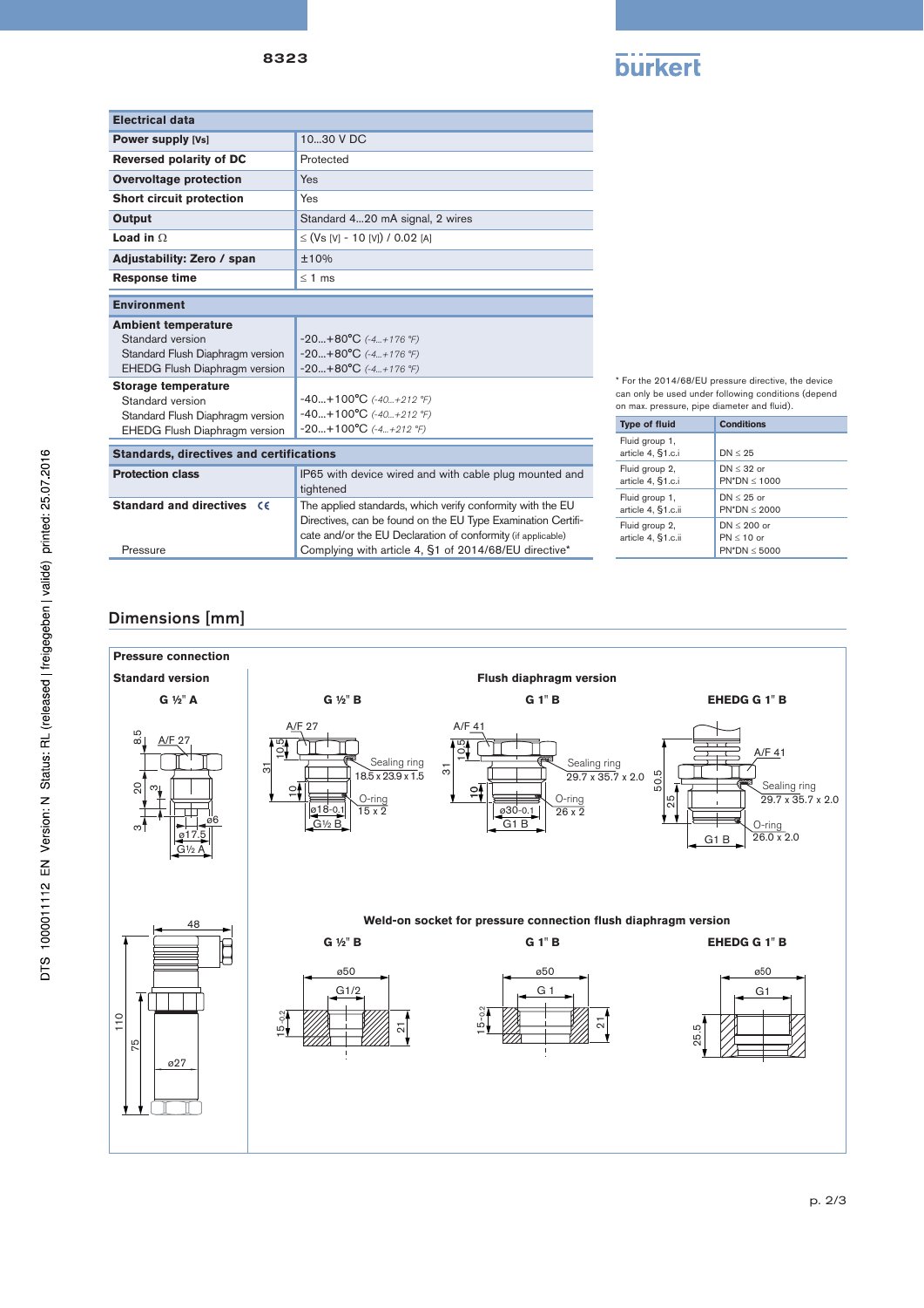| Electrical data | |
|---|---|
| **Power supply [Vs]** | 10...30 V DC |
| **Reversed polarity of DC** | Protected |
| **Overvoltage protection** | Yes |
| **Short circuit protection** | Yes |
| **Output** | Standard 4...20 mA signal, 2 wires |
| **Load in Ω** | ≤ (Vs [V] - 10 [V]) / 0.02 [A] |
| **Adjustability: Zero / span** | ±10% |
| **Response time** | ≤ 1 ms |

| Environment | |
|---|---|
| **Ambient temperature** | |
| Standard version | -20...+80°C *(-4...+176 °F)* |
| Standard Flush Diaphragm version | -20...+80°C *(-4...+176 °F)* |
| EHEDG Flush Diaphragm version | -20...+80°C *(-4...+176 °F)* |
| **Storage temperature** | |
| Standard version | -40...+100°C *(-40...+212 °F)* |
| Standard Flush Diaphragm version | -40...+100°C *(-40...+212 °F)* |
| EHEDG Flush Diaphragm version | -20...+100°C *(-4...+212 °F)* |

| Standards, directives and certifications | |
|---|---|
| **Protection class** | IP65 with device wired and with cable plug mounted and tightened |
| **Standard and directives** CE | The applied standards, which verify conformity with the EU Directives, can be found on the EU Type Examination Certificate and/or the EU Declaration of conformity (if applicable) |
| Pressure | Complying with article 4, §1 of 2014/68/EU directive* |

\* For the 2014/68/EU pressure directive, the device can only be used under following conditions (depend on max. pressure, pipe diameter and fluid).

| Type of fluid | Conditions |
|---|---|
| Fluid group 1, article 4, §1.c.i | DN ≤ 25 |
| Fluid group 2, article 4, §1.c.i | DN ≤ 32 or PN*DN ≤ 1000 |
| Fluid group 1, article 4, §1.c.ii | DN ≤ 25 or PN*DN ≤ 2000 |
| Fluid group 2, article 4, §1.c.ii | DN ≤ 200 or PN ≤ 10 or PN*DN ≤ 5000 |

## Dimensions [mm]

**Pressure connection**

**Standard version** — G ½" A

**Flush diaphragm version** — G ½" B; G 1" B; EHEDG G 1" B

- G ½" B: A/F 27; Sealing ring 18.5 x 23.9 x 1.5; O-ring 15 x 2; ø18-0.1; G½ B
- G 1" B: A/F 41; Sealing ring 29.7 x 35.7 x 2.0; O-ring 26 x 2; ø30-0.1; G1 B
- EHEDG G 1" B: A/F 41; Sealing ring 29.7 x 35.7 x 2.0; O-ring 26.0 x 2.0; G1 B

**Weld-on socket for pressure connection flush diaphragm version** — G ½" B (ø50, G1/2); G 1" B (ø50, G 1); EHEDG G 1" B (ø50, G1)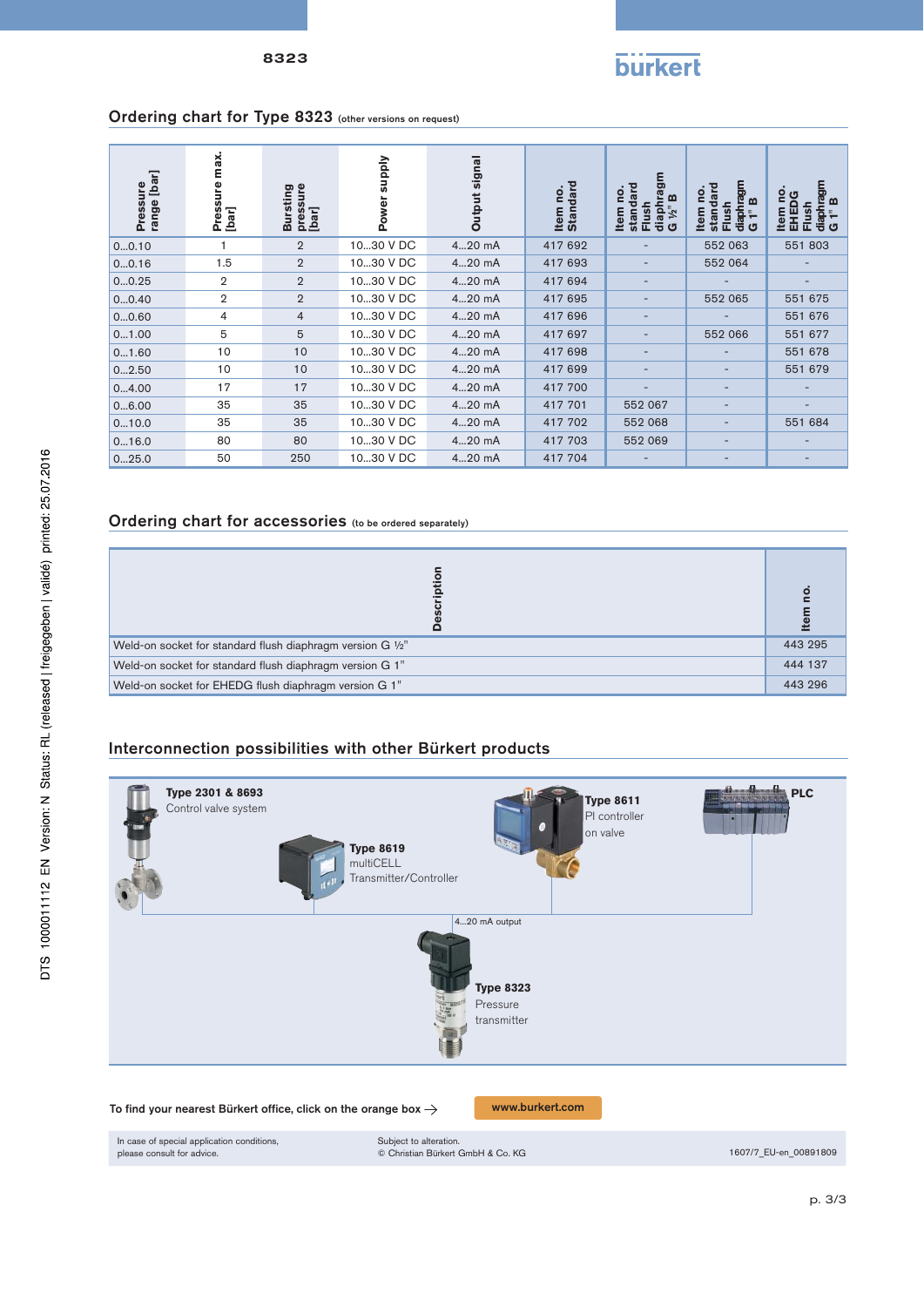## Ordering chart for Type 8323 (other versions on request)

| Pressure range [bar] | Pressure max. [bar] | Bursting pressure [bar] | Power supply | Output signal | Item no. Standard | Item no. standard Flush diaphragm G ½" B | Item no. standard Flush diaphragm G 1" B | Item no. EHEDG Flush diaphragm G 1" B |
|---|---|---|---|---|---|---|---|---|
| 0...0.10 | 1 | 2 | 10...30 V DC | 4...20 mA | 417 692 | - | 552 063 | 551 803 |
| 0...0.16 | 1.5 | 2 | 10...30 V DC | 4...20 mA | 417 693 | - | 552 064 | - |
| 0...0.25 | 2 | 2 | 10...30 V DC | 4...20 mA | 417 694 | - | - | - |
| 0...0.40 | 2 | 2 | 10...30 V DC | 4...20 mA | 417 695 | - | 552 065 | 551 675 |
| 0...0.60 | 4 | 4 | 10...30 V DC | 4...20 mA | 417 696 | - | - | 551 676 |
| 0...1.00 | 5 | 5 | 10...30 V DC | 4...20 mA | 417 697 | - | 552 066 | 551 677 |
| 0...1.60 | 10 | 10 | 10...30 V DC | 4...20 mA | 417 698 | - | - | 551 678 |
| 0...2.50 | 10 | 10 | 10...30 V DC | 4...20 mA | 417 699 | - | - | 551 679 |
| 0...4.00 | 17 | 17 | 10...30 V DC | 4...20 mA | 417 700 | - | - | - |
| 0...6.00 | 35 | 35 | 10...30 V DC | 4...20 mA | 417 701 | 552 067 | - | - |
| 0...10.0 | 35 | 35 | 10...30 V DC | 4...20 mA | 417 702 | 552 068 | - | 551 684 |
| 0...16.0 | 80 | 80 | 10...30 V DC | 4...20 mA | 417 703 | 552 069 | - | - |
| 0...25.0 | 50 | 250 | 10...30 V DC | 4...20 mA | 417 704 | - | - | - |

## Ordering chart for accessories (to be ordered separately)

| Description | Item no. |
|---|---|
| Weld-on socket for standard flush diaphragm version G ½" | 443 295 |
| Weld-on socket for standard flush diaphragm version G 1" | 444 137 |
| Weld-on socket for EHEDG flush diaphragm version G 1" | 443 296 |

## Interconnection possibilities with other Bürkert products

**Type 2301 & 8693**
Control valve system

**Type 8619**
multiCELL
Transmitter/Controller

**Type 8611**
PI controller
on valve

**PLC**

4...20 mA output

**Type 8323**
Pressure
transmitter

To find your nearest Bürkert office, click on the orange box →

www.burkert.com

In case of special application conditions, please consult for advice.

Subject to alteration.
© Christian Bürkert GmbH & Co. KG

1607/7_EU-en_00891809